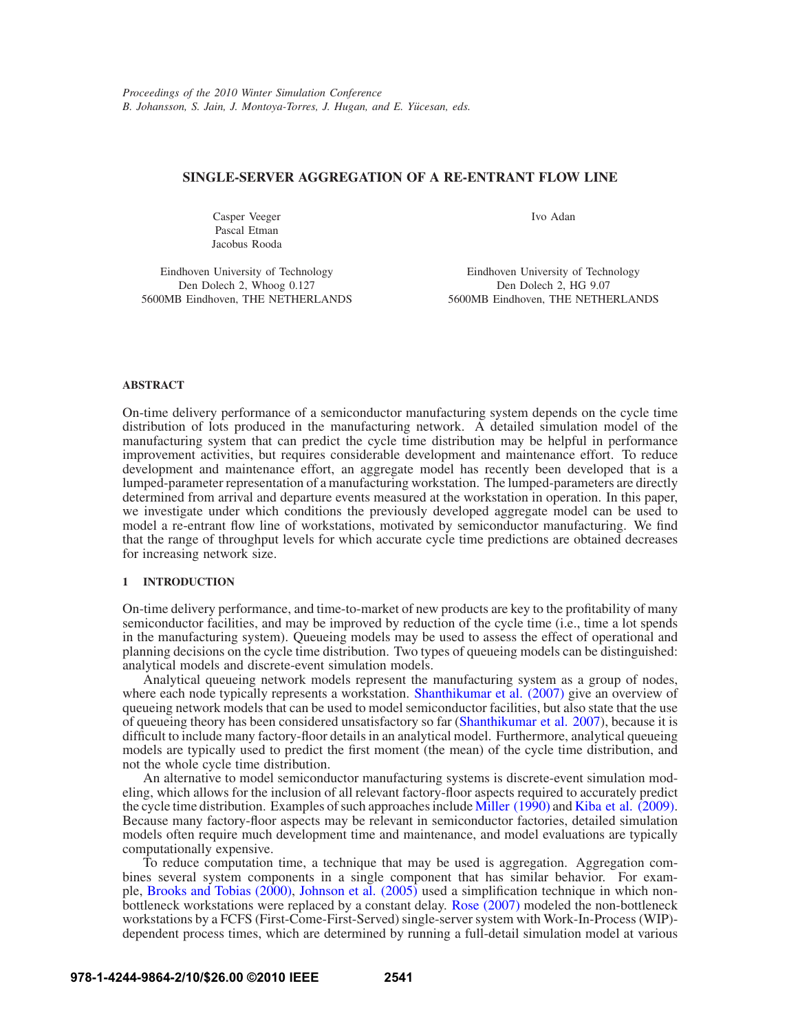*Proceedings of the 2010 Winter Simulation Conference*
*B. Johansson, S. Jain, J. Montoya-Torres, J. Hugan, and E. Yücesan, eds.*

# SINGLE-SERVER AGGREGATION OF A RE-ENTRANT FLOW LINE

Casper Veeger
Pascal Etman
Jacobus Rooda

Eindhoven University of Technology
Den Dolech 2, Whoog 0.127
5600MB Eindhoven, THE NETHERLANDS

Ivo Adan

Eindhoven University of Technology
Den Dolech 2, HG 9.07
5600MB Eindhoven, THE NETHERLANDS

## ABSTRACT

On-time delivery performance of a semiconductor manufacturing system depends on the cycle time distribution of lots produced in the manufacturing network. A detailed simulation model of the manufacturing system that can predict the cycle time distribution may be helpful in performance improvement activities, but requires considerable development and maintenance effort. To reduce development and maintenance effort, an aggregate model has recently been developed that is a lumped-parameter representation of a manufacturing workstation. The lumped-parameters are directly determined from arrival and departure events measured at the workstation in operation. In this paper, we investigate under which conditions the previously developed aggregate model can be used to model a re-entrant flow line of workstations, motivated by semiconductor manufacturing. We find that the range of throughput levels for which accurate cycle time predictions are obtained decreases for increasing network size.

## 1 INTRODUCTION

On-time delivery performance, and time-to-market of new products are key to the profitability of many semiconductor facilities, and may be improved by reduction of the cycle time (i.e., time a lot spends in the manufacturing system). Queueing models may be used to assess the effect of operational and planning decisions on the cycle time distribution. Two types of queueing models can be distinguished: analytical models and discrete-event simulation models.

Analytical queueing network models represent the manufacturing system as a group of nodes, where each node typically represents a workstation. Shanthikumar et al. (2007) give an overview of queueing network models that can be used to model semiconductor facilities, but also state that the use of queueing theory has been considered unsatisfactory so far (Shanthikumar et al. 2007), because it is difficult to include many factory-floor details in an analytical model. Furthermore, analytical queueing models are typically used to predict the first moment (the mean) of the cycle time distribution, and not the whole cycle time distribution.

An alternative to model semiconductor manufacturing systems is discrete-event simulation modeling, which allows for the inclusion of all relevant factory-floor aspects required to accurately predict the cycle time distribution. Examples of such approaches include Miller (1990) and Kiba et al. (2009). Because many factory-floor aspects may be relevant in semiconductor factories, detailed simulation models often require much development time and maintenance, and model evaluations are typically computationally expensive.

To reduce computation time, a technique that may be used is aggregation. Aggregation combines several system components in a single component that has similar behavior. For example, Brooks and Tobias (2000), Johnson et al. (2005) used a simplification technique in which non-bottleneck workstations were replaced by a constant delay. Rose (2007) modeled the non-bottleneck workstations by a FCFS (First-Come-First-Served) single-server system with Work-In-Process (WIP)-dependent process times, which are determined by running a full-detail simulation model at various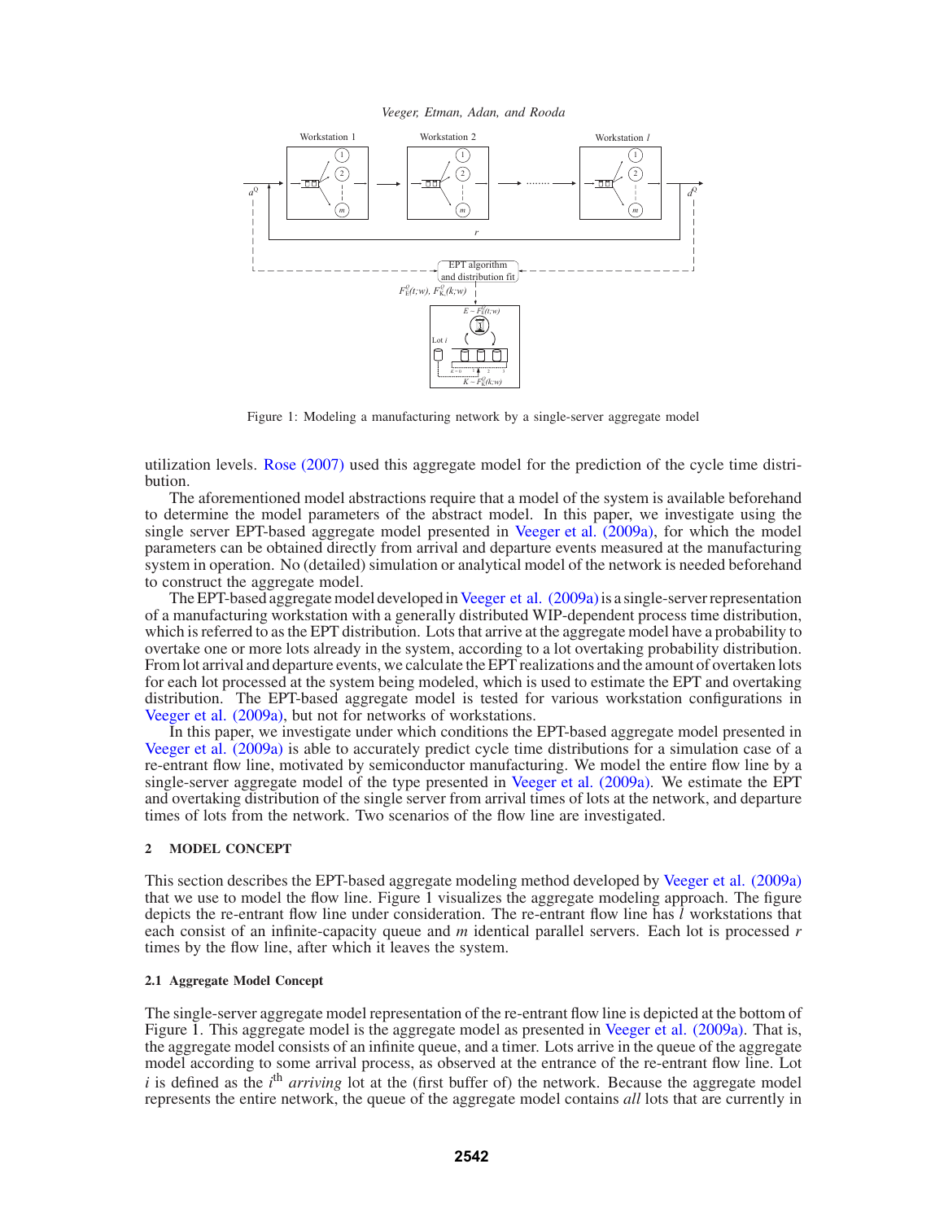Figure 1: Modeling a manufacturing network by a single-server aggregate model

utilization levels. Rose (2007) used this aggregate model for the prediction of the cycle time distribution.

The aforementioned model abstractions require that a model of the system is available beforehand to determine the model parameters of the abstract model. In this paper, we investigate using the single server EPT-based aggregate model presented in Veeger et al. (2009a), for which the model parameters can be obtained directly from arrival and departure events measured at the manufacturing system in operation. No (detailed) simulation or analytical model of the network is needed beforehand to construct the aggregate model.

The EPT-based aggregate model developed in Veeger et al. (2009a) is a single-server representation of a manufacturing workstation with a generally distributed WIP-dependent process time distribution, which is referred to as the EPT distribution. Lots that arrive at the aggregate model have a probability to overtake one or more lots already in the system, according to a lot overtaking probability distribution. From lot arrival and departure events, we calculate the EPT realizations and the amount of overtaken lots for each lot processed at the system being modeled, which is used to estimate the EPT and overtaking distribution. The EPT-based aggregate model is tested for various workstation configurations in Veeger et al. (2009a), but not for networks of workstations.

In this paper, we investigate under which conditions the EPT-based aggregate model presented in Veeger et al. (2009a) is able to accurately predict cycle time distributions for a simulation case of a re-entrant flow line, motivated by semiconductor manufacturing. We model the entire flow line by a single-server aggregate model of the type presented in Veeger et al. (2009a). We estimate the EPT and overtaking distribution of the single server from arrival times of lots at the network, and departure times of lots from the network. Two scenarios of the flow line are investigated.

## 2 MODEL CONCEPT

This section describes the EPT-based aggregate modeling method developed by Veeger et al. (2009a) that we use to model the flow line. Figure 1 visualizes the aggregate modeling approach. The figure depicts the re-entrant flow line under consideration. The re-entrant flow line has $l$ workstations that each consist of an infinite-capacity queue and $m$ identical parallel servers. Each lot is processed $r$ times by the flow line, after which it leaves the system.

### 2.1 Aggregate Model Concept

The single-server aggregate model representation of the re-entrant flow line is depicted at the bottom of Figure 1. This aggregate model is the aggregate model as presented in Veeger et al. (2009a). That is, the aggregate model consists of an infinite queue, and a timer. Lots arrive in the queue of the aggregate model according to some arrival process, as observed at the entrance of the re-entrant flow line. Lot $i$ is defined as the $i^{\text{th}}$ *arriving* lot at the (first buffer of) the network. Because the aggregate model represents the entire network, the queue of the aggregate model contains *all* lots that are currently in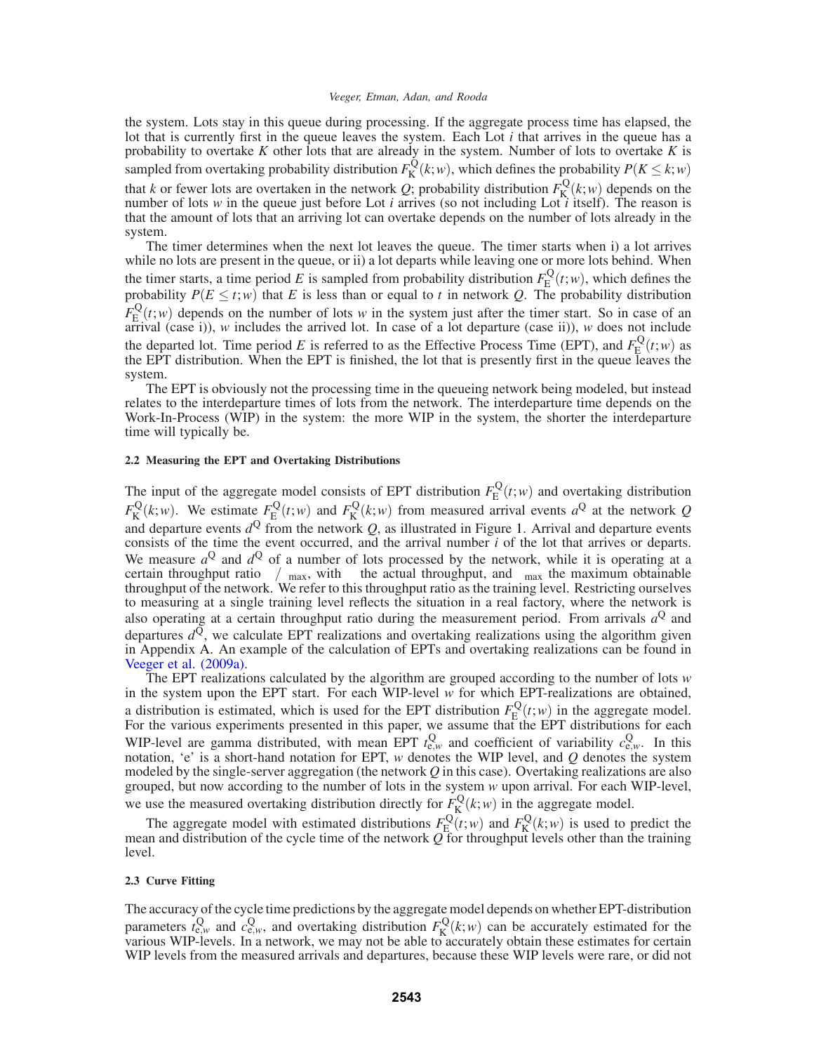the system. Lots stay in this queue during processing. If the aggregate process time has elapsed, the lot that is currently first in the queue leaves the system. Each Lot $i$ that arrives in the queue has a probability to overtake $K$ other lots that are already in the system. Number of lots to overtake $K$ is sampled from overtaking probability distribution $F_K^Q(k;w)$, which defines the probability $P(K \leq k;w)$ that $k$ or fewer lots are overtaken in the network $Q$; probability distribution $F_K^Q(k;w)$ depends on the number of lots $w$ in the queue just before Lot $i$ arrives (so not including Lot $i$ itself). The reason is that the amount of lots that an arriving lot can overtake depends on the number of lots already in the system.

The timer determines when the next lot leaves the queue. The timer starts when i) a lot arrives while no lots are present in the queue, or ii) a lot departs while leaving one or more lots behind. When the timer starts, a time period $E$ is sampled from probability distribution $F_E^Q(t;w)$, which defines the probability $P(E \leq t;w)$ that $E$ is less than or equal to $t$ in network $Q$. The probability distribution $F_E^Q(t;w)$ depends on the number of lots $w$ in the system just after the timer start. So in case of an arrival (case i)), $w$ includes the arrived lot. In case of a lot departure (case ii)), $w$ does not include the departed lot. Time period $E$ is referred to as the Effective Process Time (EPT), and $F_E^Q(t;w)$ as the EPT distribution. When the EPT is finished, the lot that is presently first in the queue leaves the system.

The EPT is obviously not the processing time in the queueing network being modeled, but instead relates to the interdeparture times of lots from the network. The interdeparture time depends on the Work-In-Process (WIP) in the system: the more WIP in the system, the shorter the interdeparture time will typically be.

### 2.2 Measuring the EPT and Overtaking Distributions

The input of the aggregate model consists of EPT distribution $F_E^Q(t;w)$ and overtaking distribution $F_K^Q(k;w)$. We estimate $F_E^Q(t;w)$ and $F_K^Q(k;w)$ from measured arrival events $a^Q$ at the network $Q$ and departure events $d^Q$ from the network $Q$, as illustrated in Figure 1. Arrival and departure events consists of the time the event occurred, and the arrival number $i$ of the lot that arrives or departs. We measure $a^Q$ and $d^Q$ of a number of lots processed by the network, while it is operating at a certain throughput ratio $\delta/\delta_{max}$, with $\delta$ the actual throughput, and $\delta_{max}$ the maximum obtainable throughput of the network. We refer to this throughput ratio as the training level. Restricting ourselves to measuring at a single training level reflects the situation in a real factory, where the network is also operating at a certain throughput ratio during the measurement period. From arrivals $a^Q$ and departures $d^Q$, we calculate EPT realizations and overtaking realizations using the algorithm given in Appendix A. An example of the calculation of EPTs and overtaking realizations can be found in Veeger et al. (2009a).

The EPT realizations calculated by the algorithm are grouped according to the number of lots $w$ in the system upon the EPT start. For each WIP-level $w$ for which EPT-realizations are obtained, a distribution is estimated, which is used for the EPT distribution $F_E^Q(t;w)$ in the aggregate model. For the various experiments presented in this paper, we assume that the EPT distributions for each WIP-level are gamma distributed, with mean EPT $t_{e,w}^Q$ and coefficient of variability $c_{e,w}^Q$. In this notation, 'e' is a short-hand notation for EPT, $w$ denotes the WIP level, and $Q$ denotes the system modeled by the single-server aggregation (the network $Q$ in this case). Overtaking realizations are also grouped, but now according to the number of lots in the system $w$ upon arrival. For each WIP-level, we use the measured overtaking distribution directly for $F_K^Q(k;w)$ in the aggregate model.

The aggregate model with estimated distributions $F_E^Q(t;w)$ and $F_K^Q(k;w)$ is used to predict the mean and distribution of the cycle time of the network $Q$ for throughput levels other than the training level.

### 2.3 Curve Fitting

The accuracy of the cycle time predictions by the aggregate model depends on whether EPT-distribution parameters $t_{e,w}^Q$ and $c_{e,w}^Q$, and overtaking distribution $F_K^Q(k;w)$ can be accurately estimated for the various WIP-levels. In a network, we may not be able to accurately obtain these estimates for certain WIP levels from the measured arrivals and departures, because these WIP levels were rare, or did not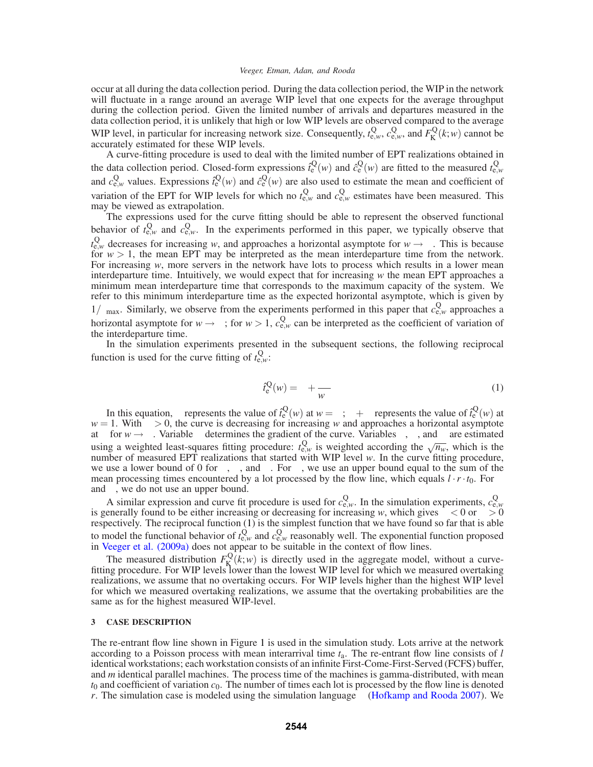occur at all during the data collection period. During the data collection period, the WIP in the network will fluctuate in a range around an average WIP level that one expects for the average throughput during the collection period. Given the limited number of arrivals and departures measured in the data collection period, it is unlikely that high or low WIP levels are observed compared to the average WIP level, in particular for increasing network size. Consequently, $t^{Q}_{e,w}$, $c^{Q}_{e,w}$, and $F^{Q}_{K}(k;w)$ cannot be accurately estimated for these WIP levels.

A curve-fitting procedure is used to deal with the limited number of EPT realizations obtained in the data collection period. Closed-form expressions $\hat{t}^{Q}_{e}(w)$ and $\hat{c}^{Q}_{e}(w)$ are fitted to the measured $t^{Q}_{e,w}$ and $c^{Q}_{e,w}$ values. Expressions $\hat{t}^{Q}_{e}(w)$ and $\hat{c}^{Q}_{e}(w)$ are also used to estimate the mean and coefficient of variation of the EPT for WIP levels for which no $t^{Q}_{e,w}$ and $c^{Q}_{e,w}$ estimates have been measured. This may be viewed as extrapolation.

The expressions used for the curve fitting should be able to represent the observed functional behavior of $t^{Q}_{e,w}$ and $c^{Q}_{e,w}$. In the experiments performed in this paper, we typically observe that $t^{Q}_{e,w}$ decreases for increasing $w$, and approaches a horizontal asymptote for $w \to \infty$. This is because for $w > 1$, the mean EPT may be interpreted as the mean interdeparture time from the network. For increasing $w$, more servers in the network have lots to process which results in a lower mean interdeparture time. Intuitively, we would expect that for increasing $w$ the mean EPT approaches a minimum mean interdeparture time that corresponds to the maximum capacity of the system. We refer to this minimum interdeparture time as the expected horizontal asymptote, which is given by $1/\delta_{\max}$. Similarly, we observe from the experiments performed in this paper that $c^{Q}_{e,w}$ approaches a horizontal asymptote for $w \to \infty$; for $w > 1$, $c^{Q}_{e,w}$ can be interpreted as the coefficient of variation of the interdeparture time.

In the simulation experiments presented in the subsequent sections, the following reciprocal function is used for the curve fitting of $t^{Q}_{e,w}$:

$$\hat{t}^{Q}_{e}(w) = \alpha + \frac{\beta}{w^{\gamma}} \tag{1}$$

In this equation, $\alpha$ represents the value of $\hat{t}^{Q}_{e}(w)$ at $w = \infty$; $\alpha + \beta$ represents the value of $\hat{t}^{Q}_{e}(w)$ at $w = 1$. With $\beta > 0$, the curve is decreasing for increasing $w$ and approaches a horizontal asymptote at $\alpha$ for $w \to \infty$. Variable $\gamma$ determines the gradient of the curve. Variables $\alpha$, $\beta$, and $\gamma$ are estimated using a weighted least-squares fitting procedure: $t^{Q}_{e,w}$ is weighted according the $\sqrt{n_w}$, which is the number of measured EPT realizations that started with WIP level $w$. In the curve fitting procedure, we use a lower bound of 0 for $\alpha$, $\beta$, and $\gamma$. For $\beta$, we use an upper bound equal to the sum of the mean processing times encountered by a lot processed by the flow line, which equals $l \cdot r \cdot t_0$. For $\alpha$ and $\gamma$, we do not use an upper bound.

A similar expression and curve fit procedure is used for $c^{Q}_{e,w}$. In the simulation experiments, $c^{Q}_{e,w}$ is generally found to be either increasing or decreasing for increasing $w$, which gives $\beta < 0$ or $\beta > 0$ respectively. The reciprocal function (1) is the simplest function that we have found so far that is able to model the functional behavior of $t^{Q}_{e,w}$ and $c^{Q}_{e,w}$ reasonably well. The exponential function proposed in Veeger et al. (2009a) does not appear to be suitable in the context of flow lines.

The measured distribution $F^{Q}_{K}(k;w)$ is directly used in the aggregate model, without a curve-fitting procedure. For WIP levels lower than the lowest WIP level for which we measured overtaking realizations, we assume that no overtaking occurs. For WIP levels higher than the highest WIP level for which we measured overtaking realizations, we assume that the overtaking probabilities are the same as for the highest measured WIP-level.

## 3 CASE DESCRIPTION

The re-entrant flow line shown in Figure 1 is used in the simulation study. Lots arrive at the network according to a Poisson process with mean interarrival time $t_a$. The re-entrant flow line consists of $l$ identical workstations; each workstation consists of an infinite First-Come-First-Served (FCFS) buffer, and $m$ identical parallel machines. The process time of the machines is gamma-distributed, with mean $t_0$ and coefficient of variation $c_0$. The number of times each lot is processed by the flow line is denoted $r$. The simulation case is modeled using the simulation language $\chi$ (Hofkamp and Rooda 2007). We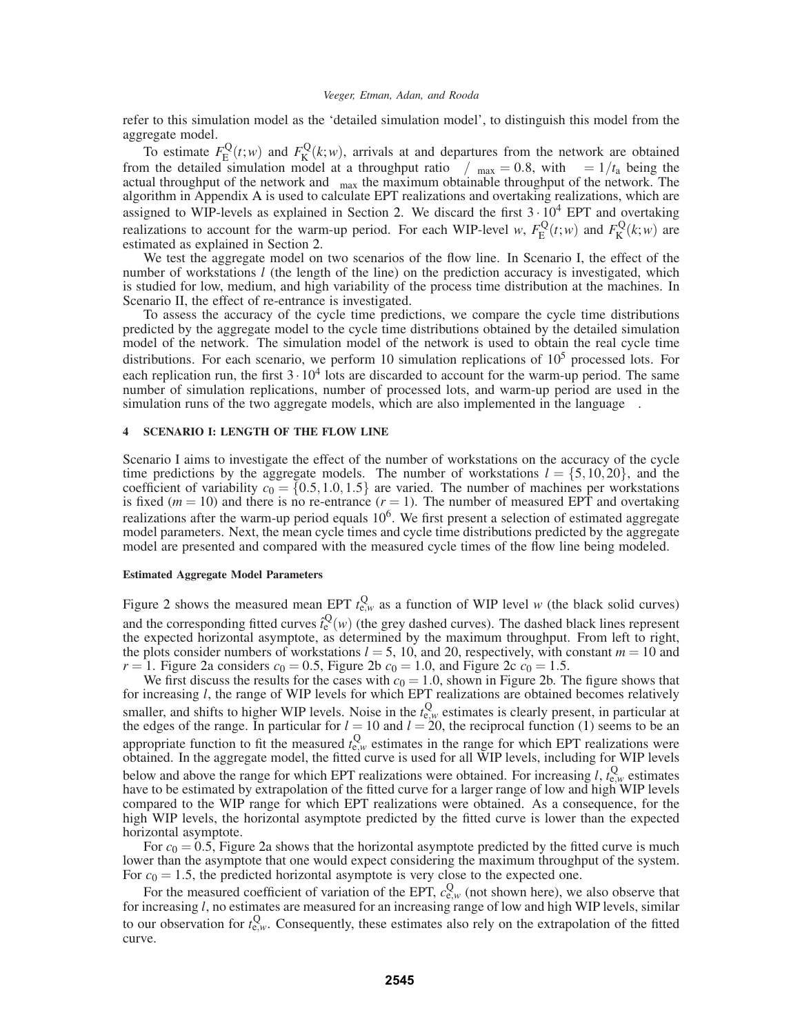refer to this simulation model as the 'detailed simulation model', to distinguish this model from the aggregate model.

To estimate $F_E^Q(t;w)$ and $F_K^Q(k;w)$, arrivals at and departures from the network are obtained from the detailed simulation model at a throughput ratio $\delta/\delta_{max} = 0.8$, with $\delta = 1/t_a$ being the actual throughput of the network and $\delta_{max}$ the maximum obtainable throughput of the network. The algorithm in Appendix A is used to calculate EPT realizations and overtaking realizations, which are assigned to WIP-levels as explained in Section 2. We discard the first $3 \cdot 10^4$ EPT and overtaking realizations to account for the warm-up period. For each WIP-level $w$, $F_E^Q(t;w)$ and $F_K^Q(k;w)$ are estimated as explained in Section 2.

We test the aggregate model on two scenarios of the flow line. In Scenario I, the effect of the number of workstations $l$ (the length of the line) on the prediction accuracy is investigated, which is studied for low, medium, and high variability of the process time distribution at the machines. In Scenario II, the effect of re-entrance is investigated.

To assess the accuracy of the cycle time predictions, we compare the cycle time distributions predicted by the aggregate model to the cycle time distributions obtained by the detailed simulation model of the network. The simulation model of the network is used to obtain the real cycle time distributions. For each scenario, we perform 10 simulation replications of $10^5$ processed lots. For each replication run, the first $3 \cdot 10^4$ lots are discarded to account for the warm-up period. The same number of simulation replications, number of processed lots, and warm-up period are used in the simulation runs of the two aggregate models, which are also implemented in the language $\chi$.

## 4 SCENARIO I: LENGTH OF THE FLOW LINE

Scenario I aims to investigate the effect of the number of workstations on the accuracy of the cycle time predictions by the aggregate models. The number of workstations $l = \{5, 10, 20\}$, and the coefficient of variability $c_0 = \{0.5, 1.0, 1.5\}$ are varied. The number of machines per workstations is fixed ($m = 10$) and there is no re-entrance ($r = 1$). The number of measured EPT and overtaking realizations after the warm-up period equals $10^6$. We first present a selection of estimated aggregate model parameters. Next, the mean cycle times and cycle time distributions predicted by the aggregate model are presented and compared with the measured cycle times of the flow line being modeled.

### Estimated Aggregate Model Parameters

Figure 2 shows the measured mean EPT $t_{e,w}^Q$ as a function of WIP level $w$ (the black solid curves) and the corresponding fitted curves $\hat{t}_e^Q(w)$ (the grey dashed curves). The dashed black lines represent the expected horizontal asymptote, as determined by the maximum throughput. From left to right, the plots consider numbers of workstations $l = 5$, 10, and 20, respectively, with constant $m = 10$ and $r = 1$. Figure 2a considers $c_0 = 0.5$, Figure 2b $c_0 = 1.0$, and Figure 2c $c_0 = 1.5$.

We first discuss the results for the cases with $c_0 = 1.0$, shown in Figure 2b. The figure shows that for increasing $l$, the range of WIP levels for which EPT realizations are obtained becomes relatively smaller, and shifts to higher WIP levels. Noise in the $t_{e,w}^Q$ estimates is clearly present, in particular at the edges of the range. In particular for $l = 10$ and $l = 20$, the reciprocal function (1) seems to be an appropriate function to fit the measured $t_{e,w}^Q$ estimates in the range for which EPT realizations were obtained. In the aggregate model, the fitted curve is used for all WIP levels, including for WIP levels below and above the range for which EPT realizations were obtained. For increasing $l$, $t_{e,w}^Q$ estimates have to be estimated by extrapolation of the fitted curve for a larger range of low and high WIP levels compared to the WIP range for which EPT realizations were obtained. As a consequence, for the high WIP levels, the horizontal asymptote predicted by the fitted curve is lower than the expected horizontal asymptote.

For $c_0 = 0.5$, Figure 2a shows that the horizontal asymptote predicted by the fitted curve is much lower than the asymptote that one would expect considering the maximum throughput of the system. For $c_0 = 1.5$, the predicted horizontal asymptote is very close to the expected one.

For the measured coefficient of variation of the EPT, $c_{e,w}^Q$ (not shown here), we also observe that for increasing $l$, no estimates are measured for an increasing range of low and high WIP levels, similar to our observation for $t_{e,w}^Q$. Consequently, these estimates also rely on the extrapolation of the fitted curve.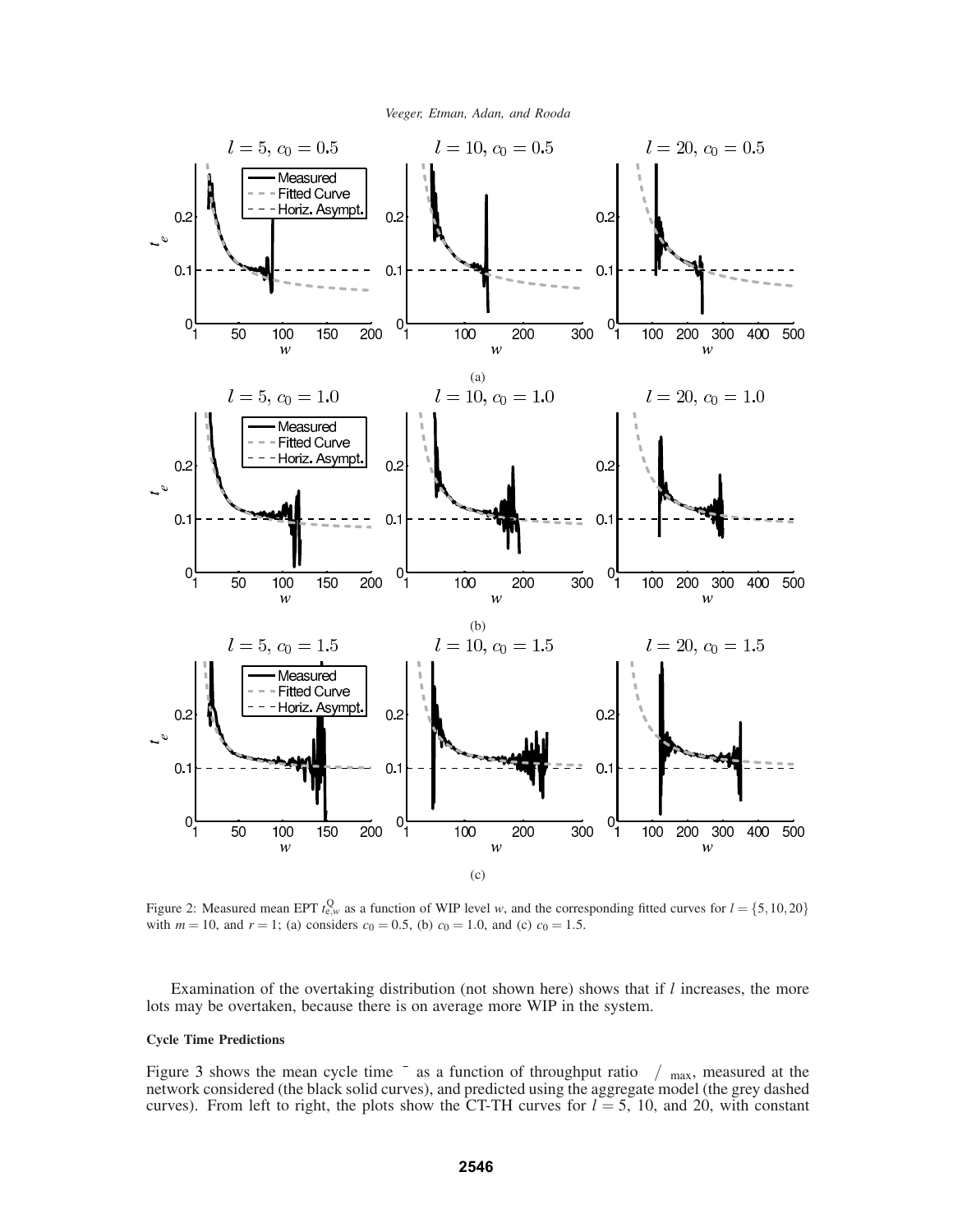Figure 2: Measured mean EPT $t_{e,w}^{Q}$ as a function of WIP level $w$, and the corresponding fitted curves for $l = \{5, 10, 20\}$ with $m = 10$, and $r = 1$; (a) considers $c_0 = 0.5$, (b) $c_0 = 1.0$, and (c) $c_0 = 1.5$.

Examination of the overtaking distribution (not shown here) shows that if $l$ increases, the more lots may be overtaken, because there is on average more WIP in the system.

#### Cycle Time Predictions

Figure 3 shows the mean cycle time $\bar{\ }$ as a function of throughput ratio $\ /\ _{\max}$, measured at the network considered (the black solid curves), and predicted using the aggregate model (the grey dashed curves). From left to right, the plots show the CT-TH curves for $l = 5$, 10, and 20, with constant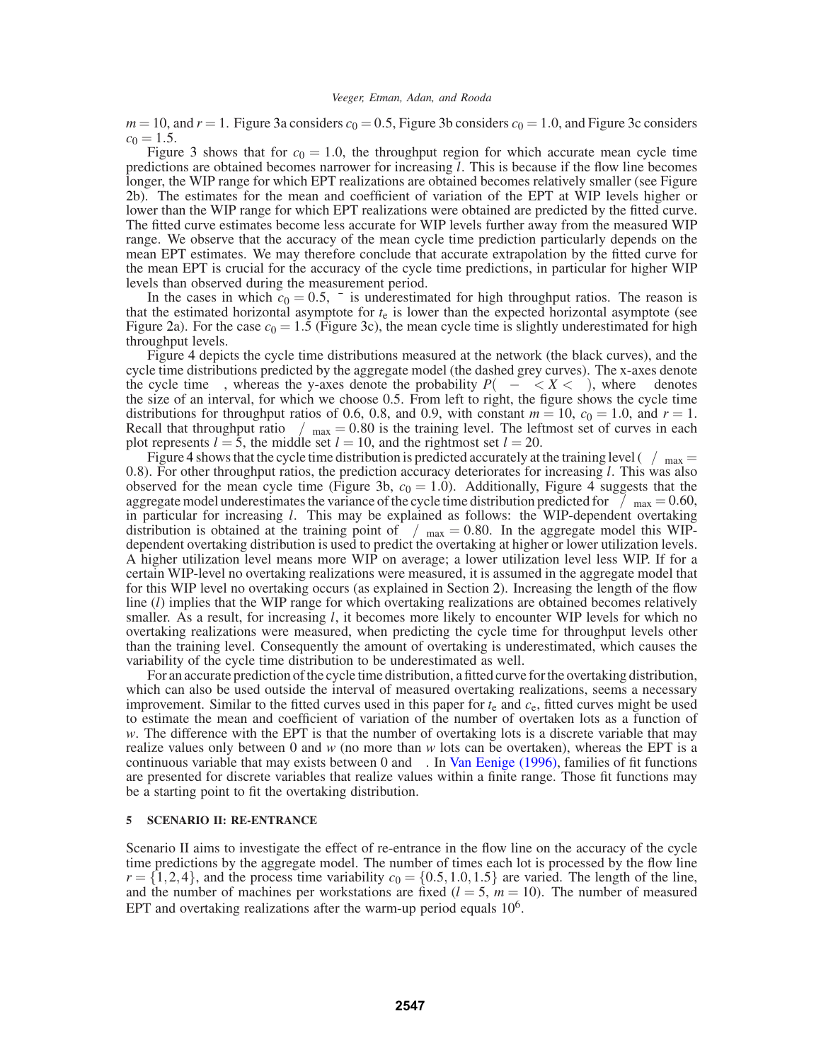$m = 10$, and $r = 1$. Figure 3a considers $c_0 = 0.5$, Figure 3b considers $c_0 = 1.0$, and Figure 3c considers $c_0 = 1.5$.

Figure 3 shows that for $c_0 = 1.0$, the throughput region for which accurate mean cycle time predictions are obtained becomes narrower for increasing $l$. This is because if the flow line becomes longer, the WIP range for which EPT realizations are obtained becomes relatively smaller (see Figure 2b). The estimates for the mean and coefficient of variation of the EPT at WIP levels higher or lower than the WIP range for which EPT realizations were obtained are predicted by the fitted curve. The fitted curve estimates become less accurate for WIP levels further away from the measured WIP range. We observe that the accuracy of the mean cycle time prediction particularly depends on the mean EPT estimates. We may therefore conclude that accurate extrapolation by the fitted curve for the mean EPT is crucial for the accuracy of the cycle time predictions, in particular for higher WIP levels than observed during the measurement period.

In the cases in which $c_0 = 0.5$, $\bar{\ }$ is underestimated for high throughput ratios. The reason is that the estimated horizontal asymptote for $t_e$ is lower than the expected horizontal asymptote (see Figure 2a). For the case $c_0 = 1.5$ (Figure 3c), the mean cycle time is slightly underestimated for high throughput levels.

Figure 4 depicts the cycle time distributions measured at the network (the black curves), and the cycle time distributions predicted by the aggregate model (the dashed grey curves). The x-axes denote the cycle time , whereas the y-axes denote the probability $P( - < X < )$, where denotes the size of an interval, for which we choose 0.5. From left to right, the figure shows the cycle time distributions for throughput ratios of 0.6, 0.8, and 0.9, with constant $m = 10$, $c_0 = 1.0$, and $r = 1$. Recall that throughput ratio $/ _{\max} = 0.80$ is the training level. The leftmost set of curves in each plot represents $l = 5$, the middle set $l = 10$, and the rightmost set $l = 20$.

Figure 4 shows that the cycle time distribution is predicted accurately at the training level ($/ _{\max} = 0.8$). For other throughput ratios, the prediction accuracy deteriorates for increasing $l$. This was also observed for the mean cycle time (Figure 3b, $c_0 = 1.0$). Additionally, Figure 4 suggests that the aggregate model underestimates the variance of the cycle time distribution predicted for $/ _{\max} = 0.60$, in particular for increasing $l$. This may be explained as follows: the WIP-dependent overtaking distribution is obtained at the training point of $/ _{\max} = 0.80$. In the aggregate model this WIP-dependent overtaking distribution is used to predict the overtaking at higher or lower utilization levels. A higher utilization level means more WIP on average; a lower utilization level less WIP. If for a certain WIP-level no overtaking realizations were measured, it is assumed in the aggregate model that for this WIP level no overtaking occurs (as explained in Section 2). Increasing the length of the flow line ($l$) implies that the WIP range for which overtaking realizations are obtained becomes relatively smaller. As a result, for increasing $l$, it becomes more likely to encounter WIP levels for which no overtaking realizations were measured, when predicting the cycle time for throughput levels other than the training level. Consequently the amount of overtaking is underestimated, which causes the variability of the cycle time distribution to be underestimated as well.

For an accurate prediction of the cycle time distribution, a fitted curve for the overtaking distribution, which can also be used outside the interval of measured overtaking realizations, seems a necessary improvement. Similar to the fitted curves used in this paper for $t_e$ and $c_e$, fitted curves might be used to estimate the mean and coefficient of variation of the number of overtaken lots as a function of $w$. The difference with the EPT is that the number of overtaking lots is a discrete variable that may realize values only between 0 and $w$ (no more than $w$ lots can be overtaken), whereas the EPT is a continuous variable that may exists between 0 and . In Van Eenige (1996), families of fit functions are presented for discrete variables that realize values within a finite range. Those fit functions may be a starting point to fit the overtaking distribution.

## 5 SCENARIO II: RE-ENTRANCE

Scenario II aims to investigate the effect of re-entrance in the flow line on the accuracy of the cycle time predictions by the aggregate model. The number of times each lot is processed by the flow line $r = \{1, 2, 4\}$, and the process time variability $c_0 = \{0.5, 1.0, 1.5\}$ are varied. The length of the line, and the number of machines per workstations are fixed ($l = 5$, $m = 10$). The number of measured EPT and overtaking realizations after the warm-up period equals $10^6$.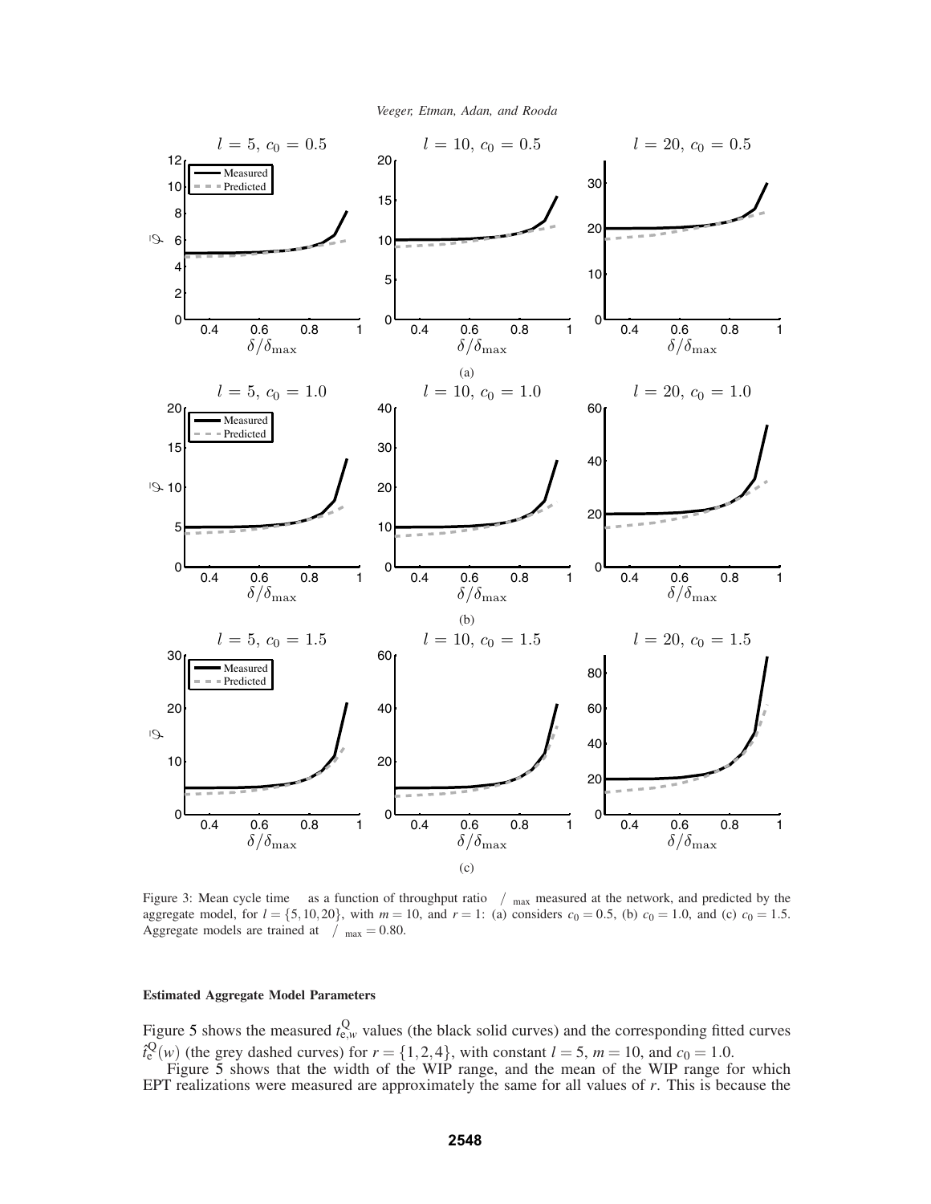Figure 3: Mean cycle time $\varphi$ as a function of throughput ratio $\delta/\delta_{\max}$ measured at the network, and predicted by the aggregate model, for $l = \{5, 10, 20\}$, with $m = 10$, and $r = 1$: (a) considers $c_0 = 0.5$, (b) $c_0 = 1.0$, and (c) $c_0 = 1.5$. Aggregate models are trained at $\delta/\delta_{\max} = 0.80$.

#### Estimated Aggregate Model Parameters

Figure 5 shows the measured $t^{\mathrm{Q}}_{\mathrm{e},w}$ values (the black solid curves) and the corresponding fitted curves $\hat{t}^{\mathrm{Q}}_{\mathrm{e}}(w)$ (the grey dashed curves) for $r = \{1, 2, 4\}$, with constant $l = 5$, $m = 10$, and $c_0 = 1.0$.

Figure 5 shows that the width of the WIP range, and the mean of the WIP range for which EPT realizations were measured are approximately the same for all values of $r$. This is because the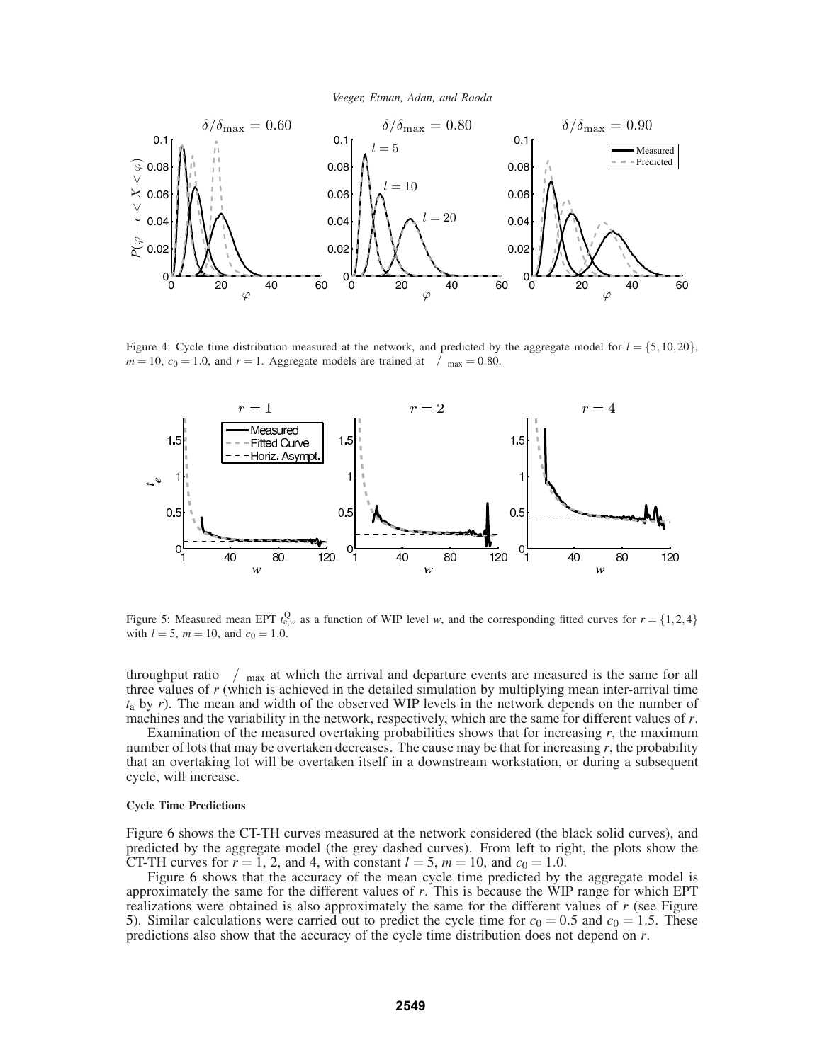Figure 4: Cycle time distribution measured at the network, and predicted by the aggregate model for $l = \{5, 10, 20\}$, $m = 10$, $c_0 = 1.0$, and $r = 1$. Aggregate models are trained at $\delta/\delta_{\max} = 0.80$.

Figure 5: Measured mean EPT $t^{\text{Q}}_{\text{e},w}$ as a function of WIP level $w$, and the corresponding fitted curves for $r = \{1, 2, 4\}$ with $l = 5$, $m = 10$, and $c_0 = 1.0$.

throughput ratio $\delta/\delta_{\max}$ at which the arrival and departure events are measured is the same for all three values of $r$ (which is achieved in the detailed simulation by multiplying mean inter-arrival time $t_{\text{a}}$ by $r$). The mean and width of the observed WIP levels in the network depends on the number of machines and the variability in the network, respectively, which are the same for different values of $r$.

Examination of the measured overtaking probabilities shows that for increasing $r$, the maximum number of lots that may be overtaken decreases. The cause may be that for increasing $r$, the probability that an overtaking lot will be overtaken itself in a downstream workstation, or during a subsequent cycle, will increase.

#### Cycle Time Predictions

Figure 6 shows the CT-TH curves measured at the network considered (the black solid curves), and predicted by the aggregate model (the grey dashed curves). From left to right, the plots show the CT-TH curves for $r = 1$, 2, and 4, with constant $l = 5$, $m = 10$, and $c_0 = 1.0$.

Figure 6 shows that the accuracy of the mean cycle time predicted by the aggregate model is approximately the same for the different values of $r$. This is because the WIP range for which EPT realizations were obtained is also approximately the same for the different values of $r$ (see Figure 5). Similar calculations were carried out to predict the cycle time for $c_0 = 0.5$ and $c_0 = 1.5$. These predictions also show that the accuracy of the cycle time distribution does not depend on $r$.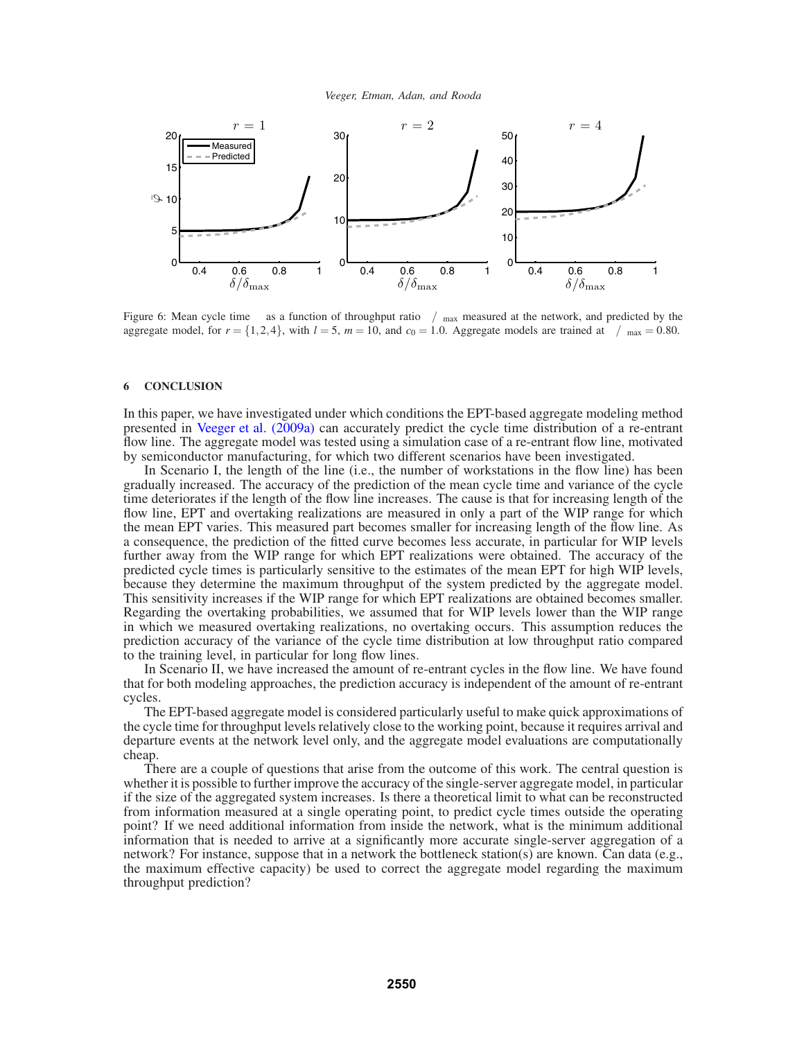Figure 6: Mean cycle time $\varphi$ as a function of throughput ratio $\delta/\delta_{\max}$ measured at the network, and predicted by the aggregate model, for $r = \{1,2,4\}$, with $l = 5$, $m = 10$, and $c_0 = 1.0$. Aggregate models are trained at $\delta/\delta_{\max} = 0.80$.

## 6 CONCLUSION

In this paper, we have investigated under which conditions the EPT-based aggregate modeling method presented in Veeger et al. (2009a) can accurately predict the cycle time distribution of a re-entrant flow line. The aggregate model was tested using a simulation case of a re-entrant flow line, motivated by semiconductor manufacturing, for which two different scenarios have been investigated.

In Scenario I, the length of the line (i.e., the number of workstations in the flow line) has been gradually increased. The accuracy of the prediction of the mean cycle time and variance of the cycle time deteriorates if the length of the flow line increases. The cause is that for increasing length of the flow line, EPT and overtaking realizations are measured in only a part of the WIP range for which the mean EPT varies. This measured part becomes smaller for increasing length of the flow line. As a consequence, the prediction of the fitted curve becomes less accurate, in particular for WIP levels further away from the WIP range for which EPT realizations were obtained. The accuracy of the predicted cycle times is particularly sensitive to the estimates of the mean EPT for high WIP levels, because they determine the maximum throughput of the system predicted by the aggregate model. This sensitivity increases if the WIP range for which EPT realizations are obtained becomes smaller. Regarding the overtaking probabilities, we assumed that for WIP levels lower than the WIP range in which we measured overtaking realizations, no overtaking occurs. This assumption reduces the prediction accuracy of the variance of the cycle time distribution at low throughput ratio compared to the training level, in particular for long flow lines.

In Scenario II, we have increased the amount of re-entrant cycles in the flow line. We have found that for both modeling approaches, the prediction accuracy is independent of the amount of re-entrant cycles.

The EPT-based aggregate model is considered particularly useful to make quick approximations of the cycle time for throughput levels relatively close to the working point, because it requires arrival and departure events at the network level only, and the aggregate model evaluations are computationally cheap.

There are a couple of questions that arise from the outcome of this work. The central question is whether it is possible to further improve the accuracy of the single-server aggregate model, in particular if the size of the aggregated system increases. Is there a theoretical limit to what can be reconstructed from information measured at a single operating point, to predict cycle times outside the operating point? If we need additional information from inside the network, what is the minimum additional information that is needed to arrive at a significantly more accurate single-server aggregation of a network? For instance, suppose that in a network the bottleneck station(s) are known. Can data (e.g., the maximum effective capacity) be used to correct the aggregate model regarding the maximum throughput prediction?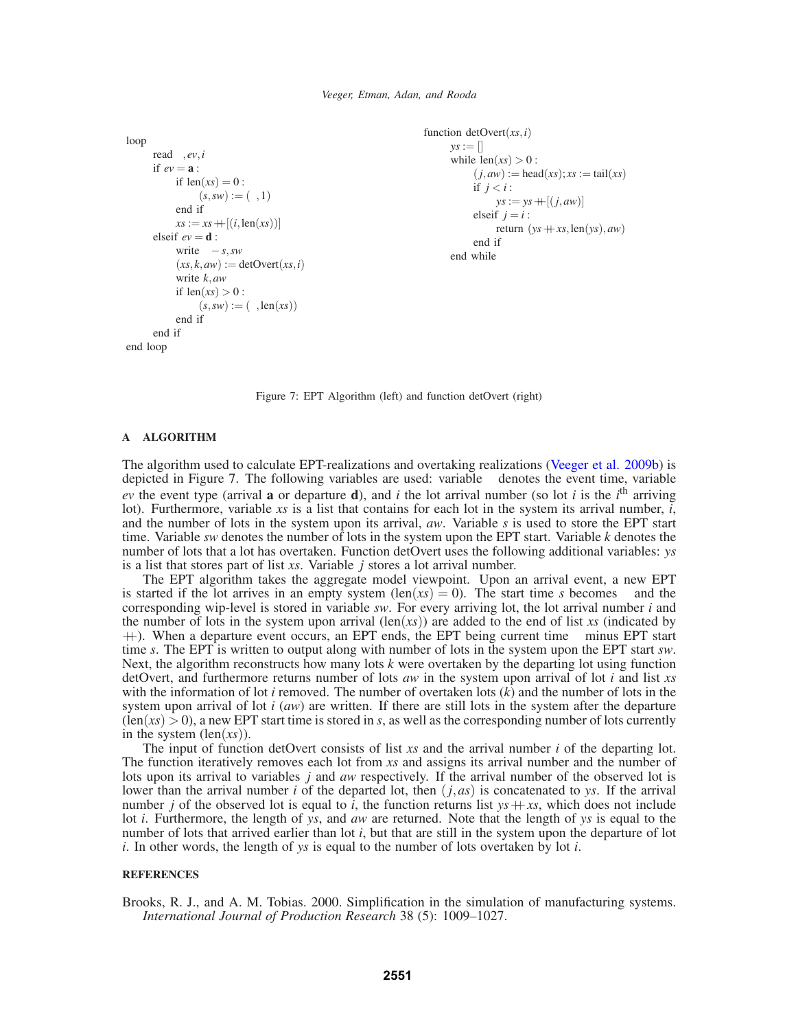```
loop
    read  , ev, i
    if ev = a :
        if len(xs) = 0 :
            (s, sw) := ( , 1)
        end if
        xs := xs ++ [(i, len(xs))]
    elseif ev = d :
        write  − s, sw
        (xs, k, aw) := detOvert(xs, i)
        write k, aw
        if len(xs) > 0 :
            (s, sw) := ( , len(xs))
        end if
    end if
end loop
```

```
function detOvert(xs, i)
    ys := []
    while len(xs) > 0 :
        (j, aw) := head(xs); xs := tail(xs)
        if j < i :
            ys := ys ++ [(j, aw)]
        elseif j = i :
            return (ys ++ xs, len(ys), aw)
        end if
    end while
```

Figure 7: EPT Algorithm (left) and function detOvert (right)

## A ALGORITHM

The algorithm used to calculate EPT-realizations and overtaking realizations (Veeger et al. 2009b) is depicted in Figure 7. The following variables are used: variable denotes the event time, variable $ev$ the event type (arrival **a** or departure **d**), and $i$ the lot arrival number (so lot $i$ is the $i^{\text{th}}$ arriving lot). Furthermore, variable $xs$ is a list that contains for each lot in the system its arrival number, $i$, and the number of lots in the system upon its arrival, $aw$. Variable $s$ is used to store the EPT start time. Variable $sw$ denotes the number of lots in the system upon the EPT start. Variable $k$ denotes the number of lots that a lot has overtaken. Function detOvert uses the following additional variables: $ys$ is a list that stores part of list $xs$. Variable $j$ stores a lot arrival number.

The EPT algorithm takes the aggregate model viewpoint. Upon an arrival event, a new EPT is started if the lot arrives in an empty system ($\text{len}(xs) = 0$). The start time $s$ becomes and the corresponding wip-level is stored in variable $sw$. For every arriving lot, the lot arrival number $i$ and the number of lots in the system upon arrival ($\text{len}(xs)$) are added to the end of list $xs$ (indicated by $+\!\!+$). When a departure event occurs, an EPT ends, the EPT being current time minus EPT start time $s$. The EPT is written to output along with number of lots in the system upon the EPT start $sw$. Next, the algorithm reconstructs how many lots $k$ were overtaken by the departing lot using function detOvert, and furthermore returns number of lots $aw$ in the system upon arrival of lot $i$ and list $xs$ with the information of lot $i$ removed. The number of overtaken lots ($k$) and the number of lots in the system upon arrival of lot $i$ ($aw$) are written. If there are still lots in the system after the departure ($\text{len}(xs) > 0$), a new EPT start time is stored in $s$, as well as the corresponding number of lots currently in the system ($\text{len}(xs)$).

The input of function detOvert consists of list $xs$ and the arrival number $i$ of the departing lot. The function iteratively removes each lot from $xs$ and assigns its arrival number and the number of lots upon its arrival to variables $j$ and $aw$ respectively. If the arrival number of the observed lot is lower than the arrival number $i$ of the departed lot, then $(j, as)$ is concatenated to $ys$. If the arrival number $j$ of the observed lot is equal to $i$, the function returns list $ys +\!\!+ xs$, which does not include lot $i$. Furthermore, the length of $ys$, and $aw$ are returned. Note that the length of $ys$ is equal to the number of lots that arrived earlier than lot $i$, but that are still in the system upon the departure of lot $i$. In other words, the length of $ys$ is equal to the number of lots overtaken by lot $i$.

## REFERENCES

Brooks, R. J., and A. M. Tobias. 2000. Simplification in the simulation of manufacturing systems. *International Journal of Production Research* 38 (5): 1009–1027.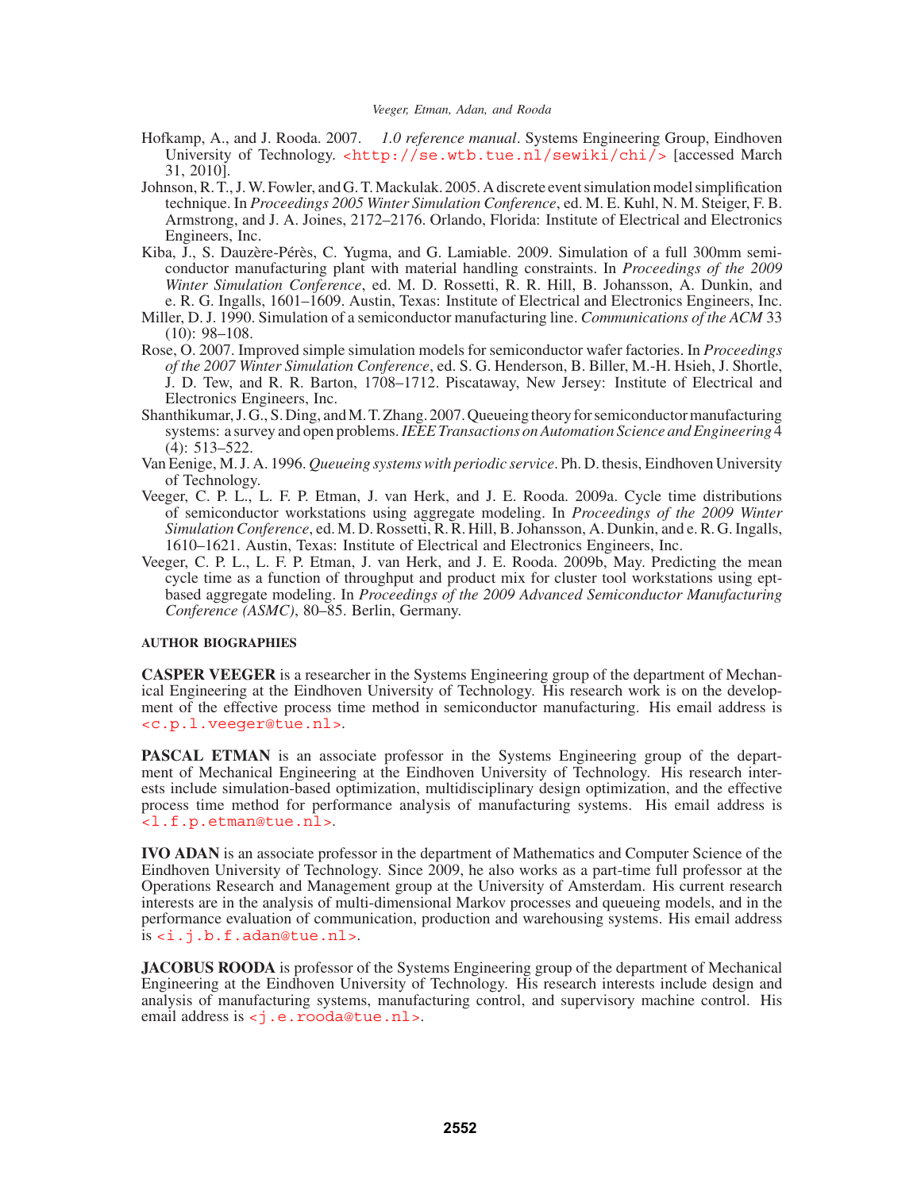Hofkamp, A., and J. Rooda. 2007. *1.0 reference manual*. Systems Engineering Group, Eindhoven University of Technology. <http://se.wtb.tue.nl/sewiki/chi/> [accessed March 31, 2010].

Johnson, R. T., J. W. Fowler, and G. T. Mackulak. 2005. A discrete event simulation model simplification technique. In *Proceedings 2005 Winter Simulation Conference*, ed. M. E. Kuhl, N. M. Steiger, F. B. Armstrong, and J. A. Joines, 2172–2176. Orlando, Florida: Institute of Electrical and Electronics Engineers, Inc.

Kiba, J., S. Dauzère-Pérès, C. Yugma, and G. Lamiable. 2009. Simulation of a full 300mm semiconductor manufacturing plant with material handling constraints. In *Proceedings of the 2009 Winter Simulation Conference*, ed. M. D. Rossetti, R. R. Hill, B. Johansson, A. Dunkin, and e. R. G. Ingalls, 1601–1609. Austin, Texas: Institute of Electrical and Electronics Engineers, Inc.

Miller, D. J. 1990. Simulation of a semiconductor manufacturing line. *Communications of the ACM* 33 (10): 98–108.

Rose, O. 2007. Improved simple simulation models for semiconductor wafer factories. In *Proceedings of the 2007 Winter Simulation Conference*, ed. S. G. Henderson, B. Biller, M.-H. Hsieh, J. Shortle, J. D. Tew, and R. R. Barton, 1708–1712. Piscataway, New Jersey: Institute of Electrical and Electronics Engineers, Inc.

Shanthikumar, J. G., S. Ding, and M. T. Zhang. 2007. Queueing theory for semiconductor manufacturing systems: a survey and open problems. *IEEE Transactions on Automation Science and Engineering* 4 (4): 513–522.

Van Eenige, M. J. A. 1996. *Queueing systems with periodic service*. Ph. D. thesis, Eindhoven University of Technology.

Veeger, C. P. L., L. F. P. Etman, J. van Herk, and J. E. Rooda. 2009a. Cycle time distributions of semiconductor workstations using aggregate modeling. In *Proceedings of the 2009 Winter Simulation Conference*, ed. M. D. Rossetti, R. R. Hill, B. Johansson, A. Dunkin, and e. R. G. Ingalls, 1610–1621. Austin, Texas: Institute of Electrical and Electronics Engineers, Inc.

Veeger, C. P. L., L. F. P. Etman, J. van Herk, and J. E. Rooda. 2009b, May. Predicting the mean cycle time as a function of throughput and product mix for cluster tool workstations using ept-based aggregate modeling. In *Proceedings of the 2009 Advanced Semiconductor Manufacturing Conference (ASMC)*, 80–85. Berlin, Germany.

## AUTHOR BIOGRAPHIES

**CASPER VEEGER** is a researcher in the Systems Engineering group of the department of Mechanical Engineering at the Eindhoven University of Technology. His research work is on the development of the effective process time method in semiconductor manufacturing. His email address is <c.p.l.veeger@tue.nl>.

**PASCAL ETMAN** is an associate professor in the Systems Engineering group of the department of Mechanical Engineering at the Eindhoven University of Technology. His research interests include simulation-based optimization, multidisciplinary design optimization, and the effective process time method for performance analysis of manufacturing systems. His email address is <l.f.p.etman@tue.nl>.

**IVO ADAN** is an associate professor in the department of Mathematics and Computer Science of the Eindhoven University of Technology. Since 2009, he also works as a part-time full professor at the Operations Research and Management group at the University of Amsterdam. His current research interests are in the analysis of multi-dimensional Markov processes and queueing models, and in the performance evaluation of communication, production and warehousing systems. His email address is <i.j.b.f.adan@tue.nl>.

**JACOBUS ROODA** is professor of the Systems Engineering group of the department of Mechanical Engineering at the Eindhoven University of Technology. His research interests include design and analysis of manufacturing systems, manufacturing control, and supervisory machine control. His email address is <j.e.rooda@tue.nl>.